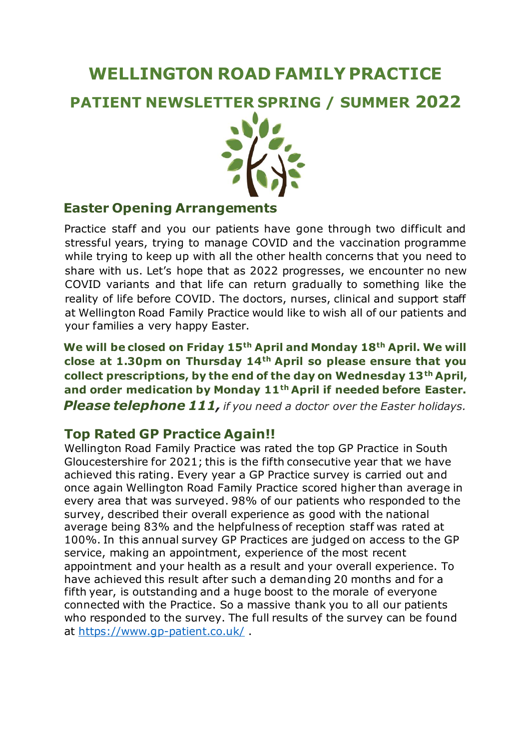# WELLINGTON ROAD FAMILY PRACTICE

## PATIENT NEWSLETTER SPRING / SUMMER 2022

## Easter Opening Arrangements

Practice staff and you our patients have gone through two difficult and stressful years, trying to manage COVID and the vaccination programme while trying to keep up with all the other health concerns that you need to share with us. Let's hope that as 2022 progresses, we encounter no new COVID variants and that life can return gradually to something like the reality of life before COVID. The doctors, nurses, clinical and support staff at Wellington Road Family Practice would like to wish all of our patients and your families a very happy Easter.

**We will be closed on Friday 15th April and Monday 18th April. We will close at 1.30pm on Thursday 14th April so please ensure that you collect prescriptions, by the end of the day on Wednesday 13th April, and order medication by Monday 11th April if needed before Easter.**

***Please telephone 111,*** *if you need a doctor over the Easter holidays.*

## Top Rated GP Practice Again!!

Wellington Road Family Practice was rated the top GP Practice in South Gloucestershire for 2021; this is the fifth consecutive year that we have achieved this rating. Every year a GP Practice survey is carried out and once again Wellington Road Family Practice scored higher than average in every area that was surveyed. 98% of our patients who responded to the survey, described their overall experience as good with the national average being 83% and the helpfulness of reception staff was rated at 100%. In this annual survey GP Practices are judged on access to the GP service, making an appointment, experience of the most recent appointment and your health as a result and your overall experience. To have achieved this result after such a demanding 20 months and for a fifth year, is outstanding and a huge boost to the morale of everyone connected with the Practice. So a massive thank you to all our patients who responded to the survey. The full results of the survey can be found at https://www.gp-patient.co.uk/ .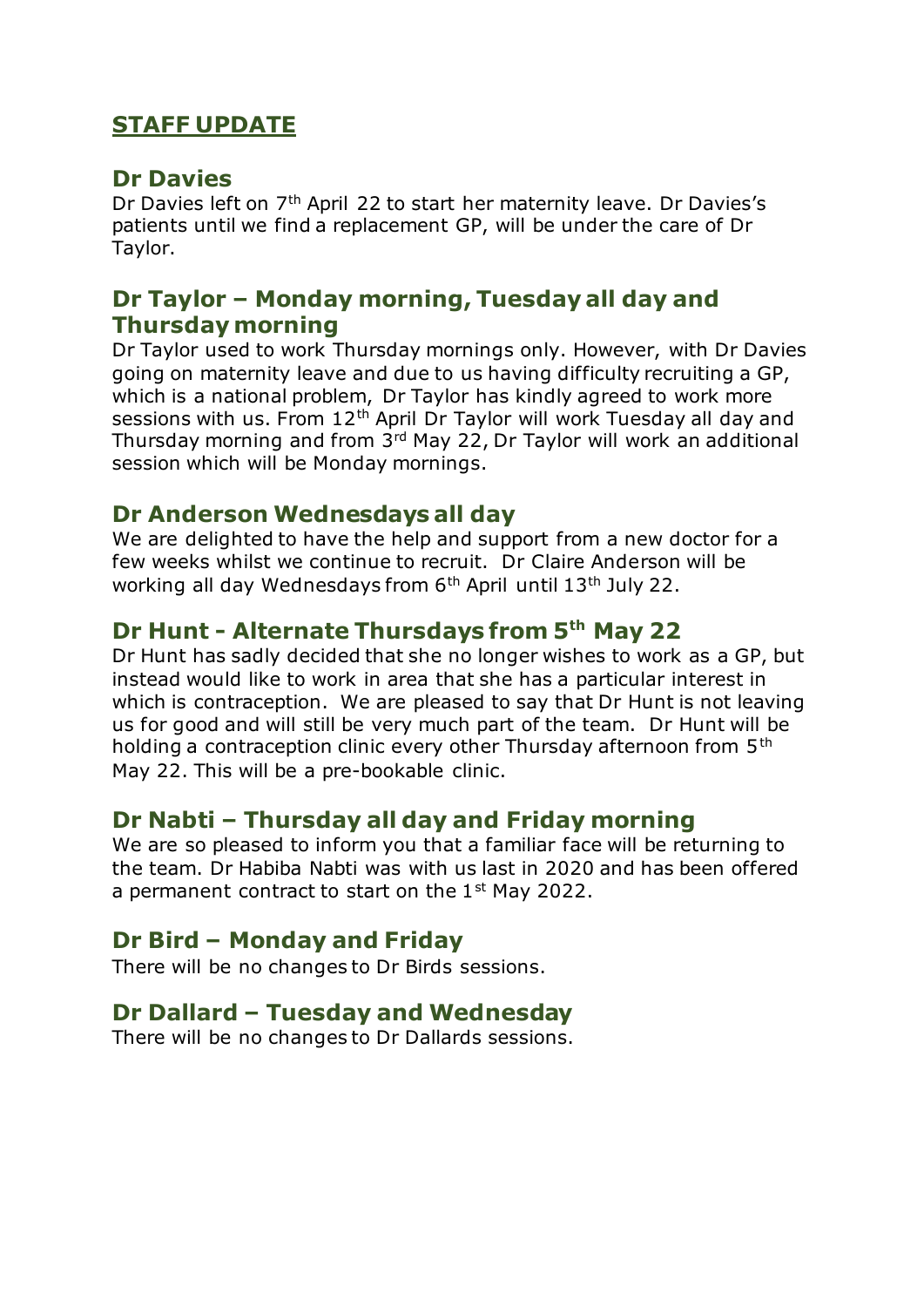## STAFF UPDATE

### Dr Davies

Dr Davies left on 7th April 22 to start her maternity leave. Dr Davies's patients until we find a replacement GP, will be under the care of Dr Taylor.

### Dr Taylor – Monday morning, Tuesday all day and Thursday morning

Dr Taylor used to work Thursday mornings only. However, with Dr Davies going on maternity leave and due to us having difficulty recruiting a GP, which is a national problem, Dr Taylor has kindly agreed to work more sessions with us. From 12th April Dr Taylor will work Tuesday all day and Thursday morning and from 3rd May 22, Dr Taylor will work an additional session which will be Monday mornings.

### Dr Anderson Wednesdays all day

We are delighted to have the help and support from a new doctor for a few weeks whilst we continue to recruit. Dr Claire Anderson will be working all day Wednesdays from 6th April until 13th July 22.

### Dr Hunt - Alternate Thursdays from 5th May 22

Dr Hunt has sadly decided that she no longer wishes to work as a GP, but instead would like to work in area that she has a particular interest in which is contraception. We are pleased to say that Dr Hunt is not leaving us for good and will still be very much part of the team. Dr Hunt will be holding a contraception clinic every other Thursday afternoon from 5th May 22. This will be a pre-bookable clinic.

### Dr Nabti – Thursday all day and Friday morning

We are so pleased to inform you that a familiar face will be returning to the team. Dr Habiba Nabti was with us last in 2020 and has been offered a permanent contract to start on the 1st May 2022.

### Dr Bird – Monday and Friday

There will be no changes to Dr Birds sessions.

### Dr Dallard – Tuesday and Wednesday

There will be no changes to Dr Dallards sessions.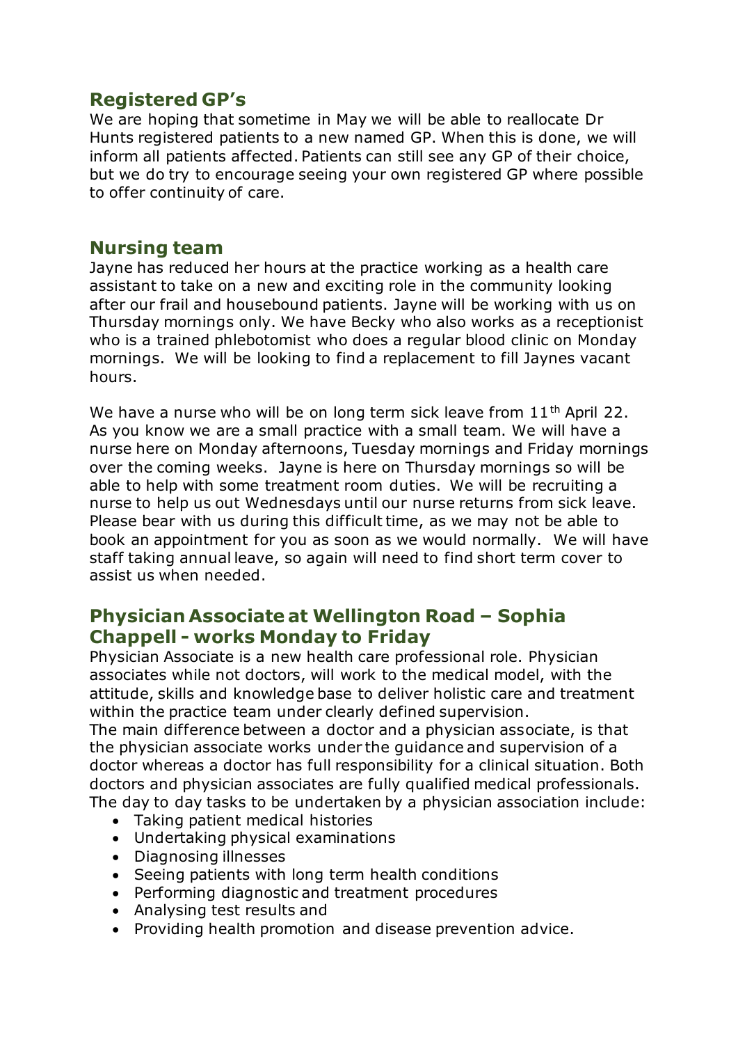## Registered GP's

We are hoping that sometime in May we will be able to reallocate Dr Hunts registered patients to a new named GP. When this is done, we will inform all patients affected. Patients can still see any GP of their choice, but we do try to encourage seeing your own registered GP where possible to offer continuity of care.

## Nursing team

Jayne has reduced her hours at the practice working as a health care assistant to take on a new and exciting role in the community looking after our frail and housebound patients. Jayne will be working with us on Thursday mornings only. We have Becky who also works as a receptionist who is a trained phlebotomist who does a regular blood clinic on Monday mornings. We will be looking to find a replacement to fill Jaynes vacant hours.

We have a nurse who will be on long term sick leave from 11th April 22. As you know we are a small practice with a small team. We will have a nurse here on Monday afternoons, Tuesday mornings and Friday mornings over the coming weeks. Jayne is here on Thursday mornings so will be able to help with some treatment room duties. We will be recruiting a nurse to help us out Wednesdays until our nurse returns from sick leave. Please bear with us during this difficult time, as we may not be able to book an appointment for you as soon as we would normally. We will have staff taking annual leave, so again will need to find short term cover to assist us when needed.

## Physician Associate at Wellington Road – Sophia Chappell - works Monday to Friday

Physician Associate is a new health care professional role. Physician associates while not doctors, will work to the medical model, with the attitude, skills and knowledge base to deliver holistic care and treatment within the practice team under clearly defined supervision.
The main difference between a doctor and a physician associate, is that the physician associate works under the guidance and supervision of a doctor whereas a doctor has full responsibility for a clinical situation. Both doctors and physician associates are fully qualified medical professionals.
The day to day tasks to be undertaken by a physician association include:

- Taking patient medical histories
- Undertaking physical examinations
- Diagnosing illnesses
- Seeing patients with long term health conditions
- Performing diagnostic and treatment procedures
- Analysing test results and
- Providing health promotion and disease prevention advice.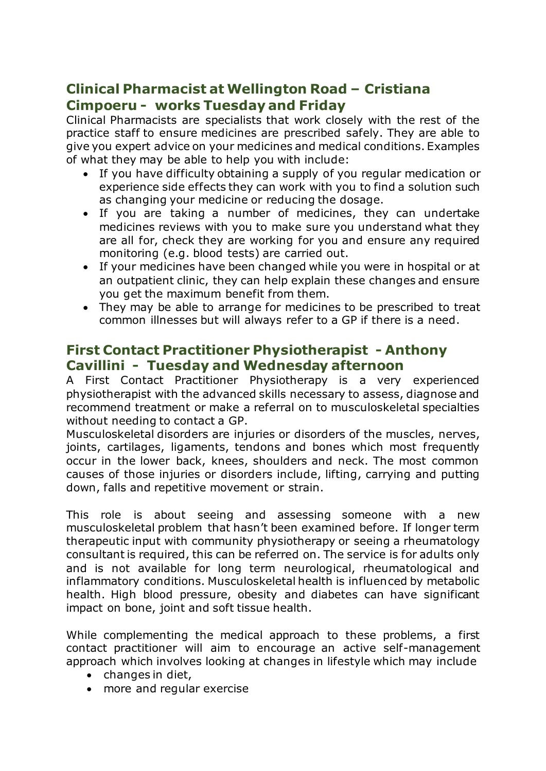## Clinical Pharmacist at Wellington Road – Cristiana Cimpoeru - works Tuesday and Friday

Clinical Pharmacists are specialists that work closely with the rest of the practice staff to ensure medicines are prescribed safely. They are able to give you expert advice on your medicines and medical conditions. Examples of what they may be able to help you with include:

- If you have difficulty obtaining a supply of you regular medication or experience side effects they can work with you to find a solution such as changing your medicine or reducing the dosage.
- If you are taking a number of medicines, they can undertake medicines reviews with you to make sure you understand what they are all for, check they are working for you and ensure any required monitoring (e.g. blood tests) are carried out.
- If your medicines have been changed while you were in hospital or at an outpatient clinic, they can help explain these changes and ensure you get the maximum benefit from them.
- They may be able to arrange for medicines to be prescribed to treat common illnesses but will always refer to a GP if there is a need.

## First Contact Practitioner Physiotherapist - Anthony Cavillini - Tuesday and Wednesday afternoon

A First Contact Practitioner Physiotherapy is a very experienced physiotherapist with the advanced skills necessary to assess, diagnose and recommend treatment or make a referral on to musculoskeletal specialties without needing to contact a GP.

Musculoskeletal disorders are injuries or disorders of the muscles, nerves, joints, cartilages, ligaments, tendons and bones which most frequently occur in the lower back, knees, shoulders and neck. The most common causes of those injuries or disorders include, lifting, carrying and putting down, falls and repetitive movement or strain.

This role is about seeing and assessing someone with a new musculoskeletal problem that hasn't been examined before. If longer term therapeutic input with community physiotherapy or seeing a rheumatology consultant is required, this can be referred on. The service is for adults only and is not available for long term neurological, rheumatological and inflammatory conditions. Musculoskeletal health is influenced by metabolic health. High blood pressure, obesity and diabetes can have significant impact on bone, joint and soft tissue health.

While complementing the medical approach to these problems, a first contact practitioner will aim to encourage an active self-management approach which involves looking at changes in lifestyle which may include

- changes in diet,
- more and regular exercise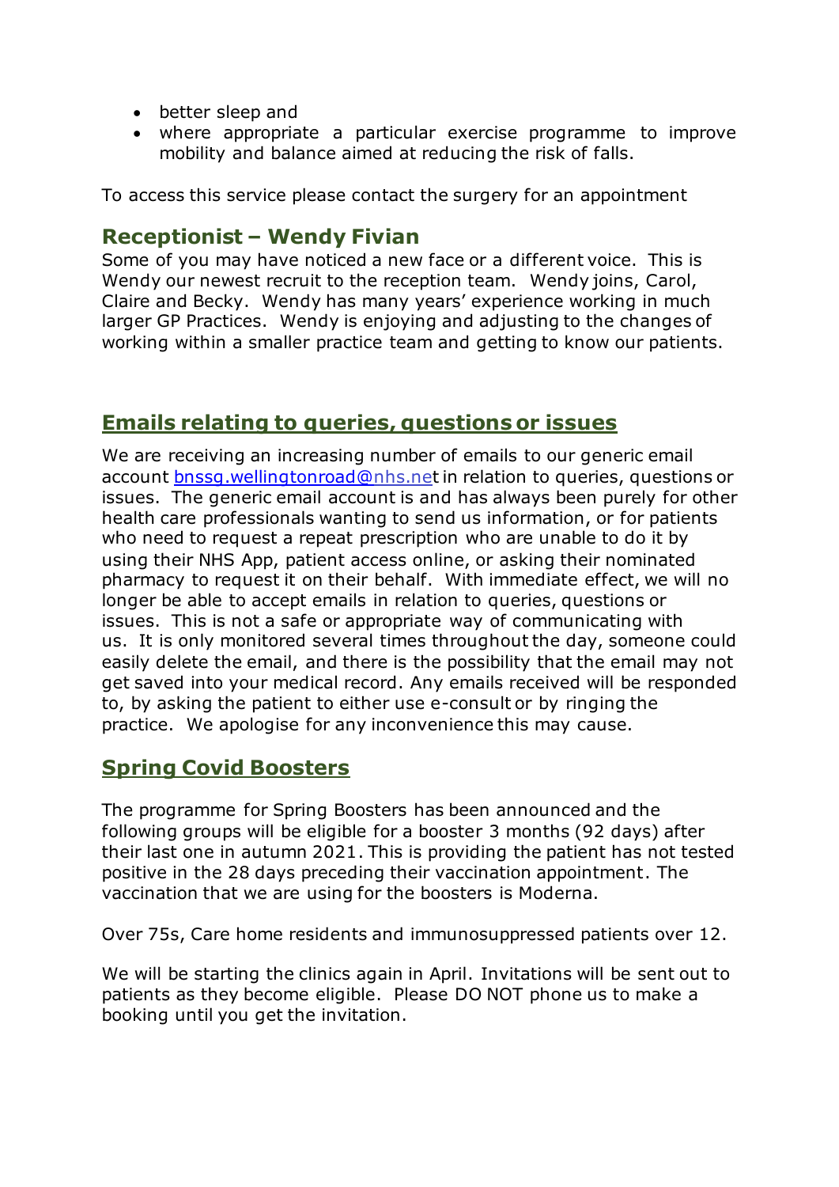- better sleep and
- where appropriate a particular exercise programme to improve mobility and balance aimed at reducing the risk of falls.

To access this service please contact the surgery for an appointment

## Receptionist – Wendy Fivian

Some of you may have noticed a new face or a different voice. This is Wendy our newest recruit to the reception team. Wendy joins, Carol, Claire and Becky. Wendy has many years' experience working in much larger GP Practices. Wendy is enjoying and adjusting to the changes of working within a smaller practice team and getting to know our patients.

## Emails relating to queries, questions or issues

We are receiving an increasing number of emails to our generic email account bnssg.wellingtonroad@nhs.net in relation to queries, questions or issues. The generic email account is and has always been purely for other health care professionals wanting to send us information, or for patients who need to request a repeat prescription who are unable to do it by using their NHS App, patient access online, or asking their nominated pharmacy to request it on their behalf. With immediate effect, we will no longer be able to accept emails in relation to queries, questions or issues. This is not a safe or appropriate way of communicating with us. It is only monitored several times throughout the day, someone could easily delete the email, and there is the possibility that the email may not get saved into your medical record. Any emails received will be responded to, by asking the patient to either use e-consult or by ringing the practice. We apologise for any inconvenience this may cause.

## Spring Covid Boosters

The programme for Spring Boosters has been announced and the following groups will be eligible for a booster 3 months (92 days) after their last one in autumn 2021. This is providing the patient has not tested positive in the 28 days preceding their vaccination appointment. The vaccination that we are using for the boosters is Moderna.

Over 75s, Care home residents and immunosuppressed patients over 12.

We will be starting the clinics again in April. Invitations will be sent out to patients as they become eligible. Please DO NOT phone us to make a booking until you get the invitation.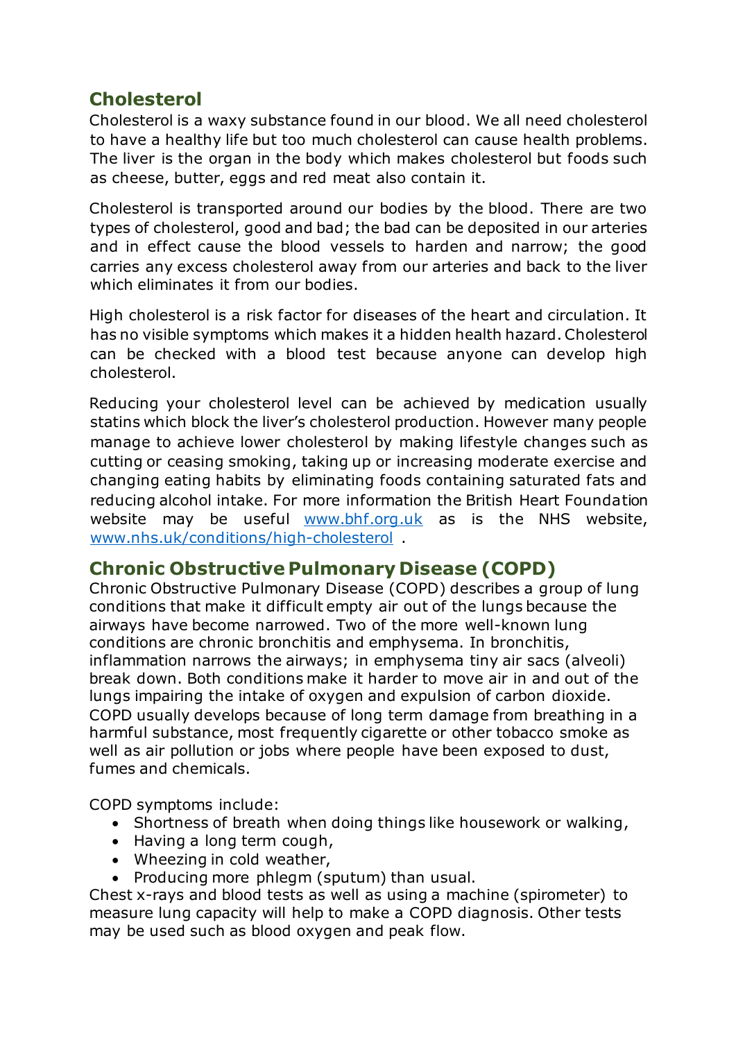## Cholesterol

Cholesterol is a waxy substance found in our blood. We all need cholesterol to have a healthy life but too much cholesterol can cause health problems. The liver is the organ in the body which makes cholesterol but foods such as cheese, butter, eggs and red meat also contain it.

Cholesterol is transported around our bodies by the blood. There are two types of cholesterol, good and bad; the bad can be deposited in our arteries and in effect cause the blood vessels to harden and narrow; the good carries any excess cholesterol away from our arteries and back to the liver which eliminates it from our bodies.

High cholesterol is a risk factor for diseases of the heart and circulation. It has no visible symptoms which makes it a hidden health hazard. Cholesterol can be checked with a blood test because anyone can develop high cholesterol.

Reducing your cholesterol level can be achieved by medication usually statins which block the liver's cholesterol production. However many people manage to achieve lower cholesterol by making lifestyle changes such as cutting or ceasing smoking, taking up or increasing moderate exercise and changing eating habits by eliminating foods containing saturated fats and reducing alcohol intake. For more information the British Heart Foundation website may be useful www.bhf.org.uk as is the NHS website, www.nhs.uk/conditions/high-cholesterol .

## Chronic Obstructive Pulmonary Disease (COPD)

Chronic Obstructive Pulmonary Disease (COPD) describes a group of lung conditions that make it difficult empty air out of the lungs because the airways have become narrowed. Two of the more well-known lung conditions are chronic bronchitis and emphysema. In bronchitis, inflammation narrows the airways; in emphysema tiny air sacs (alveoli) break down. Both conditions make it harder to move air in and out of the lungs impairing the intake of oxygen and expulsion of carbon dioxide. COPD usually develops because of long term damage from breathing in a harmful substance, most frequently cigarette or other tobacco smoke as well as air pollution or jobs where people have been exposed to dust, fumes and chemicals.

COPD symptoms include:

- Shortness of breath when doing things like housework or walking,
- Having a long term cough,
- Wheezing in cold weather,
- Producing more phlegm (sputum) than usual.

Chest x-rays and blood tests as well as using a machine (spirometer) to measure lung capacity will help to make a COPD diagnosis. Other tests may be used such as blood oxygen and peak flow.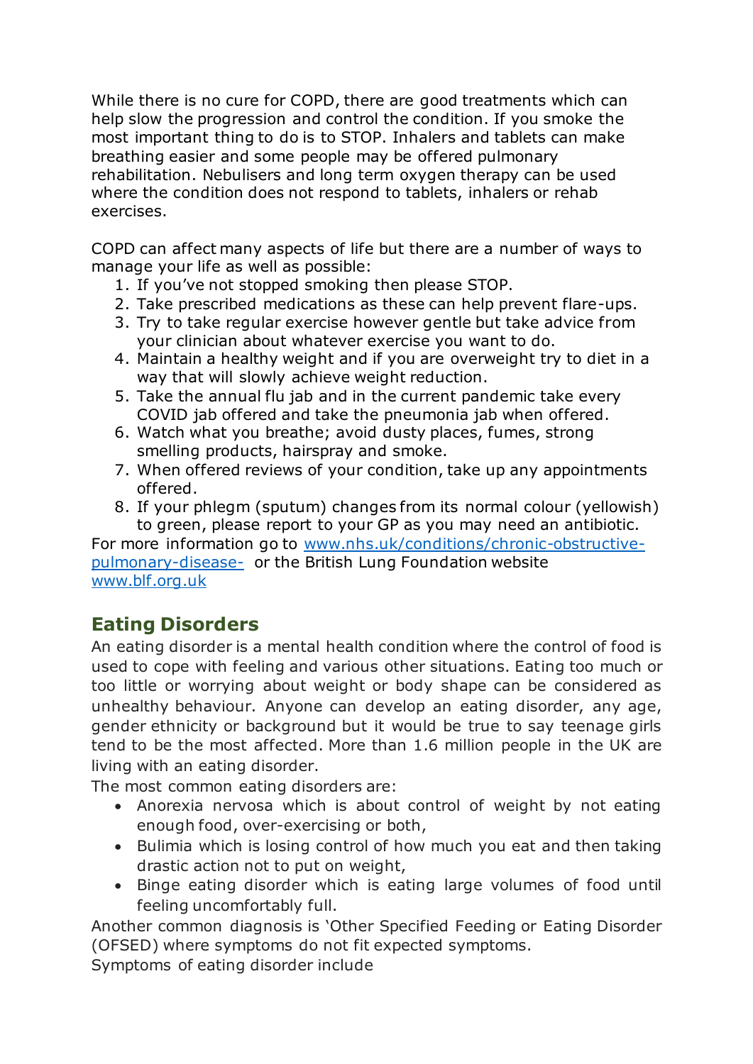While there is no cure for COPD, there are good treatments which can help slow the progression and control the condition. If you smoke the most important thing to do is to STOP. Inhalers and tablets can make breathing easier and some people may be offered pulmonary rehabilitation. Nebulisers and long term oxygen therapy can be used where the condition does not respond to tablets, inhalers or rehab exercises.

COPD can affect many aspects of life but there are a number of ways to manage your life as well as possible:

1. If you've not stopped smoking then please STOP.
2. Take prescribed medications as these can help prevent flare-ups.
3. Try to take regular exercise however gentle but take advice from your clinician about whatever exercise you want to do.
4. Maintain a healthy weight and if you are overweight try to diet in a way that will slowly achieve weight reduction.
5. Take the annual flu jab and in the current pandemic take every COVID jab offered and take the pneumonia jab when offered.
6. Watch what you breathe; avoid dusty places, fumes, strong smelling products, hairspray and smoke.
7. When offered reviews of your condition, take up any appointments offered.
8. If your phlegm (sputum) changes from its normal colour (yellowish) to green, please report to your GP as you may need an antibiotic.

For more information go to [www.nhs.uk/conditions/chronic-obstructive-pulmonary-disease-](http://www.nhs.uk/conditions/chronic-obstructive-pulmonary-disease-) or the British Lung Foundation website [www.blf.org.uk](http://www.blf.org.uk)

## Eating Disorders

An eating disorder is a mental health condition where the control of food is used to cope with feeling and various other situations. Eating too much or too little or worrying about weight or body shape can be considered as unhealthy behaviour. Anyone can develop an eating disorder, any age, gender ethnicity or background but it would be true to say teenage girls tend to be the most affected. More than 1.6 million people in the UK are living with an eating disorder.

The most common eating disorders are:

- Anorexia nervosa which is about control of weight by not eating enough food, over-exercising or both,
- Bulimia which is losing control of how much you eat and then taking drastic action not to put on weight,
- Binge eating disorder which is eating large volumes of food until feeling uncomfortably full.

Another common diagnosis is 'Other Specified Feeding or Eating Disorder (OFSED) where symptoms do not fit expected symptoms.

Symptoms of eating disorder include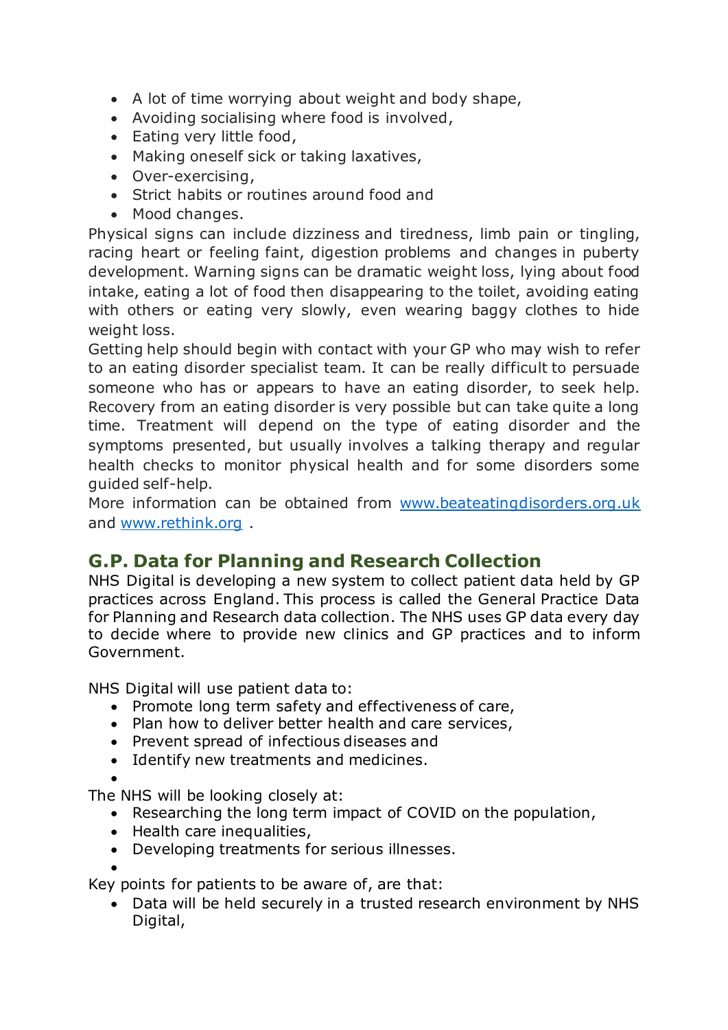- A lot of time worrying about weight and body shape,
- Avoiding socialising where food is involved,
- Eating very little food,
- Making oneself sick or taking laxatives,
- Over-exercising,
- Strict habits or routines around food and
- Mood changes.

Physical signs can include dizziness and tiredness, limb pain or tingling, racing heart or feeling faint, digestion problems and changes in puberty development. Warning signs can be dramatic weight loss, lying about food intake, eating a lot of food then disappearing to the toilet, avoiding eating with others or eating very slowly, even wearing baggy clothes to hide weight loss.

Getting help should begin with contact with your GP who may wish to refer to an eating disorder specialist team. It can be really difficult to persuade someone who has or appears to have an eating disorder, to seek help. Recovery from an eating disorder is very possible but can take quite a long time. Treatment will depend on the type of eating disorder and the symptoms presented, but usually involves a talking therapy and regular health checks to monitor physical health and for some disorders some guided self-help.

More information can be obtained from [www.beateatingdisorders.org.uk](http://www.beateatingdisorders.org.uk) and [www.rethink.org](http://www.rethink.org) .

## G.P. Data for Planning and Research Collection

NHS Digital is developing a new system to collect patient data held by GP practices across England. This process is called the General Practice Data for Planning and Research data collection. The NHS uses GP data every day to decide where to provide new clinics and GP practices and to inform Government.

NHS Digital will use patient data to:

- Promote long term safety and effectiveness of care,
- Plan how to deliver better health and care services,
- Prevent spread of infectious diseases and
- Identify new treatments and medicines.

The NHS will be looking closely at:

- Researching the long term impact of COVID on the population,
- Health care inequalities,
- Developing treatments for serious illnesses.

Key points for patients to be aware of, are that:

- Data will be held securely in a trusted research environment by NHS Digital,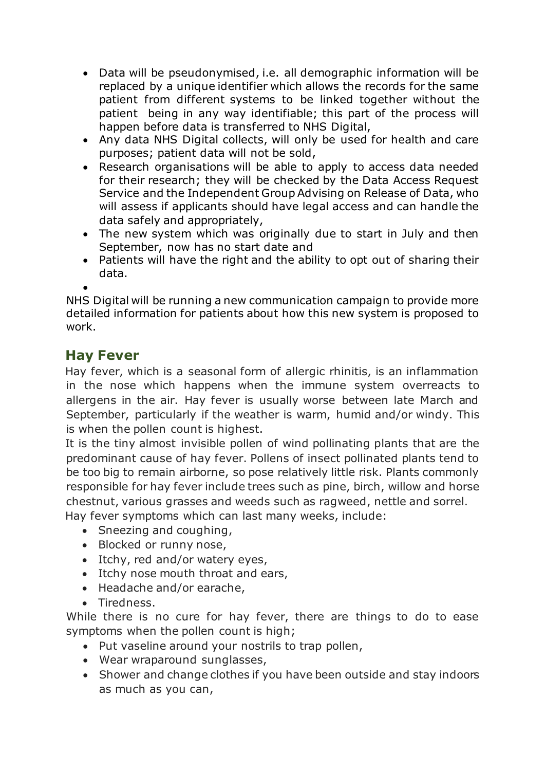- Data will be pseudonymised, i.e. all demographic information will be replaced by a unique identifier which allows the records for the same patient from different systems to be linked together without the patient being in any way identifiable; this part of the process will happen before data is transferred to NHS Digital,
- Any data NHS Digital collects, will only be used for health and care purposes; patient data will not be sold,
- Research organisations will be able to apply to access data needed for their research; they will be checked by the Data Access Request Service and the Independent Group Advising on Release of Data, who will assess if applicants should have legal access and can handle the data safely and appropriately,
- The new system which was originally due to start in July and then September, now has no start date and
- Patients will have the right and the ability to opt out of sharing their data.

NHS Digital will be running a new communication campaign to provide more detailed information for patients about how this new system is proposed to work.

## Hay Fever

Hay fever, which is a seasonal form of allergic rhinitis, is an inflammation in the nose which happens when the immune system overreacts to allergens in the air. Hay fever is usually worse between late March and September, particularly if the weather is warm, humid and/or windy. This is when the pollen count is highest.

It is the tiny almost invisible pollen of wind pollinating plants that are the predominant cause of hay fever. Pollens of insect pollinated plants tend to be too big to remain airborne, so pose relatively little risk. Plants commonly responsible for hay fever include trees such as pine, birch, willow and horse chestnut, various grasses and weeds such as ragweed, nettle and sorrel.

Hay fever symptoms which can last many weeks, include:

- Sneezing and coughing,
- Blocked or runny nose,
- Itchy, red and/or watery eyes,
- Itchy nose mouth throat and ears,
- Headache and/or earache,
- Tiredness.

While there is no cure for hay fever, there are things to do to ease symptoms when the pollen count is high;

- Put vaseline around your nostrils to trap pollen,
- Wear wraparound sunglasses,
- Shower and change clothes if you have been outside and stay indoors as much as you can,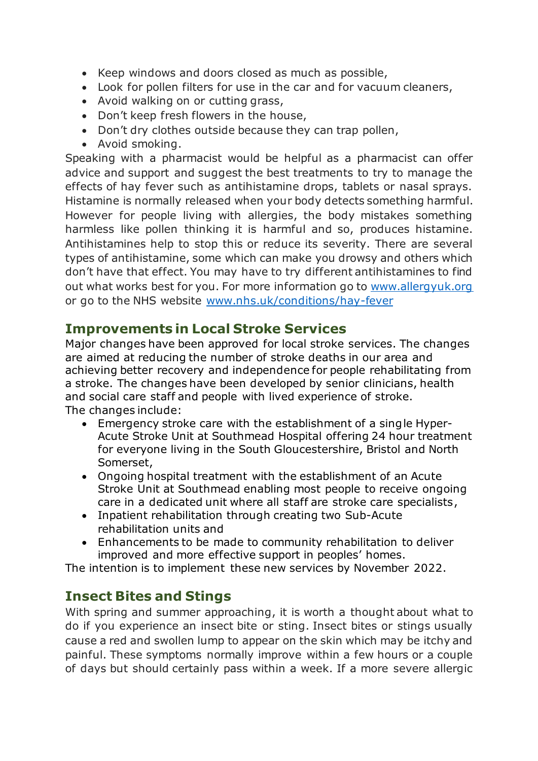- Keep windows and doors closed as much as possible,
- Look for pollen filters for use in the car and for vacuum cleaners,
- Avoid walking on or cutting grass,
- Don't keep fresh flowers in the house,
- Don't dry clothes outside because they can trap pollen,
- Avoid smoking.

Speaking with a pharmacist would be helpful as a pharmacist can offer advice and support and suggest the best treatments to try to manage the effects of hay fever such as antihistamine drops, tablets or nasal sprays. Histamine is normally released when your body detects something harmful. However for people living with allergies, the body mistakes something harmless like pollen thinking it is harmful and so, produces histamine. Antihistamines help to stop this or reduce its severity. There are several types of antihistamine, some which can make you drowsy and others which don't have that effect. You may have to try different antihistamines to find out what works best for you. For more information go to [www.allergyuk.org](www.allergyuk.org) or go to the NHS website [www.nhs.uk/conditions/hay-fever](www.nhs.uk/conditions/hay-fever)

## Improvements in Local Stroke Services

Major changes have been approved for local stroke services. The changes are aimed at reducing the number of stroke deaths in our area and achieving better recovery and independence for people rehabilitating from a stroke. The changes have been developed by senior clinicians, health and social care staff and people with lived experience of stroke.

The changes include:

- Emergency stroke care with the establishment of a single Hyper-Acute Stroke Unit at Southmead Hospital offering 24 hour treatment for everyone living in the South Gloucestershire, Bristol and North Somerset,
- Ongoing hospital treatment with the establishment of an Acute Stroke Unit at Southmead enabling most people to receive ongoing care in a dedicated unit where all staff are stroke care specialists,
- Inpatient rehabilitation through creating two Sub-Acute rehabilitation units and
- Enhancements to be made to community rehabilitation to deliver improved and more effective support in peoples' homes.

The intention is to implement these new services by November 2022.

## Insect Bites and Stings

With spring and summer approaching, it is worth a thought about what to do if you experience an insect bite or sting. Insect bites or stings usually cause a red and swollen lump to appear on the skin which may be itchy and painful. These symptoms normally improve within a few hours or a couple of days but should certainly pass within a week. If a more severe allergic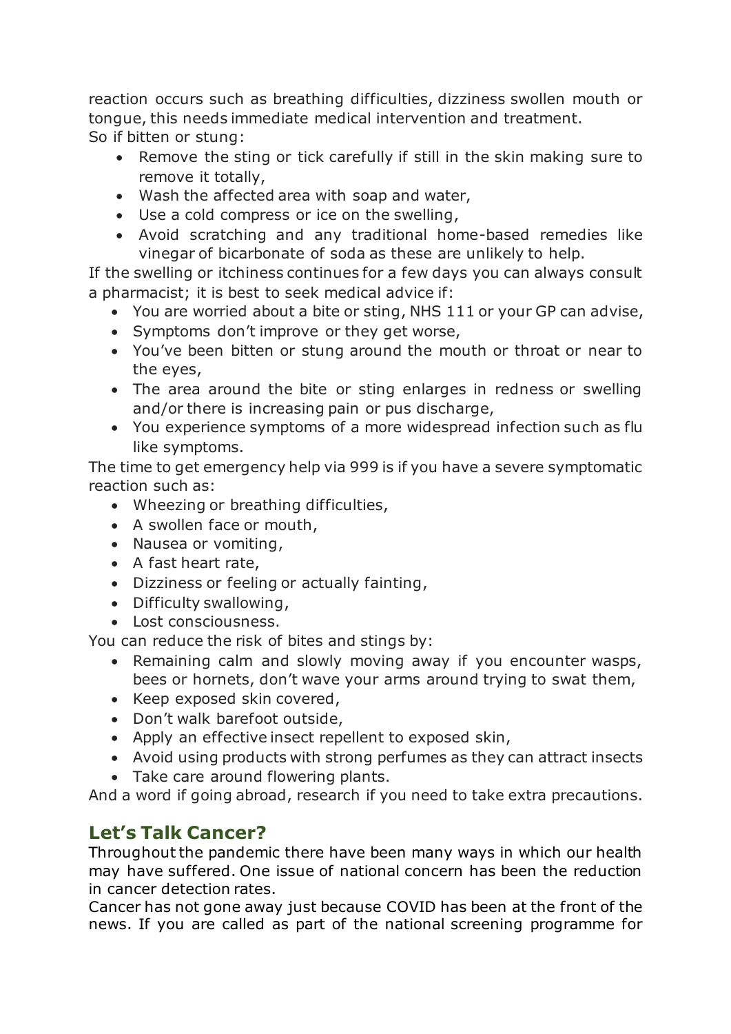reaction occurs such as breathing difficulties, dizziness swollen mouth or tongue, this needs immediate medical intervention and treatment.
So if bitten or stung:

- Remove the sting or tick carefully if still in the skin making sure to remove it totally,
- Wash the affected area with soap and water,
- Use a cold compress or ice on the swelling,
- Avoid scratching and any traditional home-based remedies like vinegar of bicarbonate of soda as these are unlikely to help.

If the swelling or itchiness continues for a few days you can always consult a pharmacist; it is best to seek medical advice if:

- You are worried about a bite or sting, NHS 111 or your GP can advise,
- Symptoms don't improve or they get worse,
- You've been bitten or stung around the mouth or throat or near to the eyes,
- The area around the bite or sting enlarges in redness or swelling and/or there is increasing pain or pus discharge,
- You experience symptoms of a more widespread infection such as flu like symptoms.

The time to get emergency help via 999 is if you have a severe symptomatic reaction such as:

- Wheezing or breathing difficulties,
- A swollen face or mouth,
- Nausea or vomiting,
- A fast heart rate,
- Dizziness or feeling or actually fainting,
- Difficulty swallowing,
- Lost consciousness.

You can reduce the risk of bites and stings by:

- Remaining calm and slowly moving away if you encounter wasps, bees or hornets, don't wave your arms around trying to swat them,
- Keep exposed skin covered,
- Don't walk barefoot outside,
- Apply an effective insect repellent to exposed skin,
- Avoid using products with strong perfumes as they can attract insects
- Take care around flowering plants.

And a word if going abroad, research if you need to take extra precautions.

## Let's Talk Cancer?

Throughout the pandemic there have been many ways in which our health may have suffered. One issue of national concern has been the reduction in cancer detection rates.

Cancer has not gone away just because COVID has been at the front of the news. If you are called as part of the national screening programme for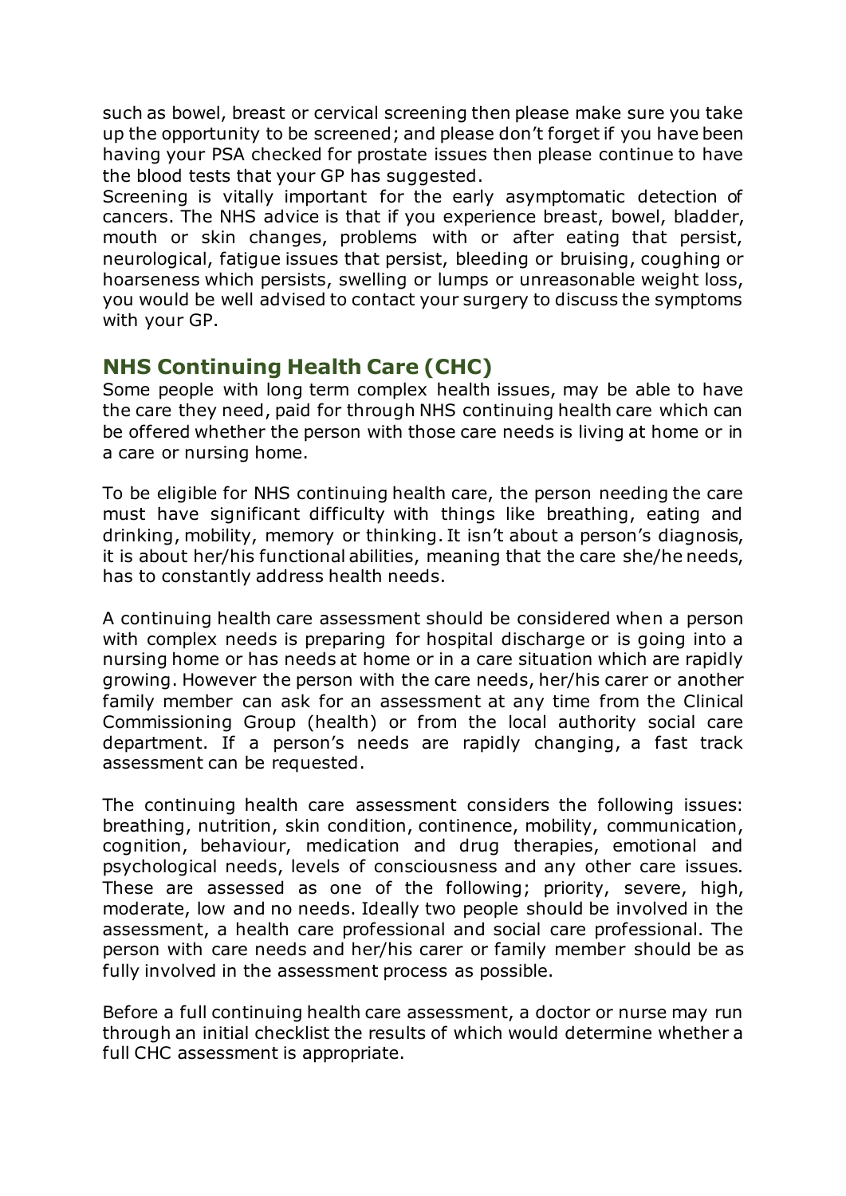such as bowel, breast or cervical screening then please make sure you take up the opportunity to be screened; and please don't forget if you have been having your PSA checked for prostate issues then please continue to have the blood tests that your GP has suggested.
Screening is vitally important for the early asymptomatic detection of cancers. The NHS advice is that if you experience breast, bowel, bladder, mouth or skin changes, problems with or after eating that persist, neurological, fatigue issues that persist, bleeding or bruising, coughing or hoarseness which persists, swelling or lumps or unreasonable weight loss, you would be well advised to contact your surgery to discuss the symptoms with your GP.

## NHS Continuing Health Care (CHC)

Some people with long term complex health issues, may be able to have the care they need, paid for through NHS continuing health care which can be offered whether the person with those care needs is living at home or in a care or nursing home.

To be eligible for NHS continuing health care, the person needing the care must have significant difficulty with things like breathing, eating and drinking, mobility, memory or thinking. It isn't about a person's diagnosis, it is about her/his functional abilities, meaning that the care she/he needs, has to constantly address health needs.

A continuing health care assessment should be considered when a person with complex needs is preparing for hospital discharge or is going into a nursing home or has needs at home or in a care situation which are rapidly growing. However the person with the care needs, her/his carer or another family member can ask for an assessment at any time from the Clinical Commissioning Group (health) or from the local authority social care department. If a person's needs are rapidly changing, a fast track assessment can be requested.

The continuing health care assessment considers the following issues: breathing, nutrition, skin condition, continence, mobility, communication, cognition, behaviour, medication and drug therapies, emotional and psychological needs, levels of consciousness and any other care issues. These are assessed as one of the following; priority, severe, high, moderate, low and no needs. Ideally two people should be involved in the assessment, a health care professional and social care professional. The person with care needs and her/his carer or family member should be as fully involved in the assessment process as possible.

Before a full continuing health care assessment, a doctor or nurse may run through an initial checklist the results of which would determine whether a full CHC assessment is appropriate.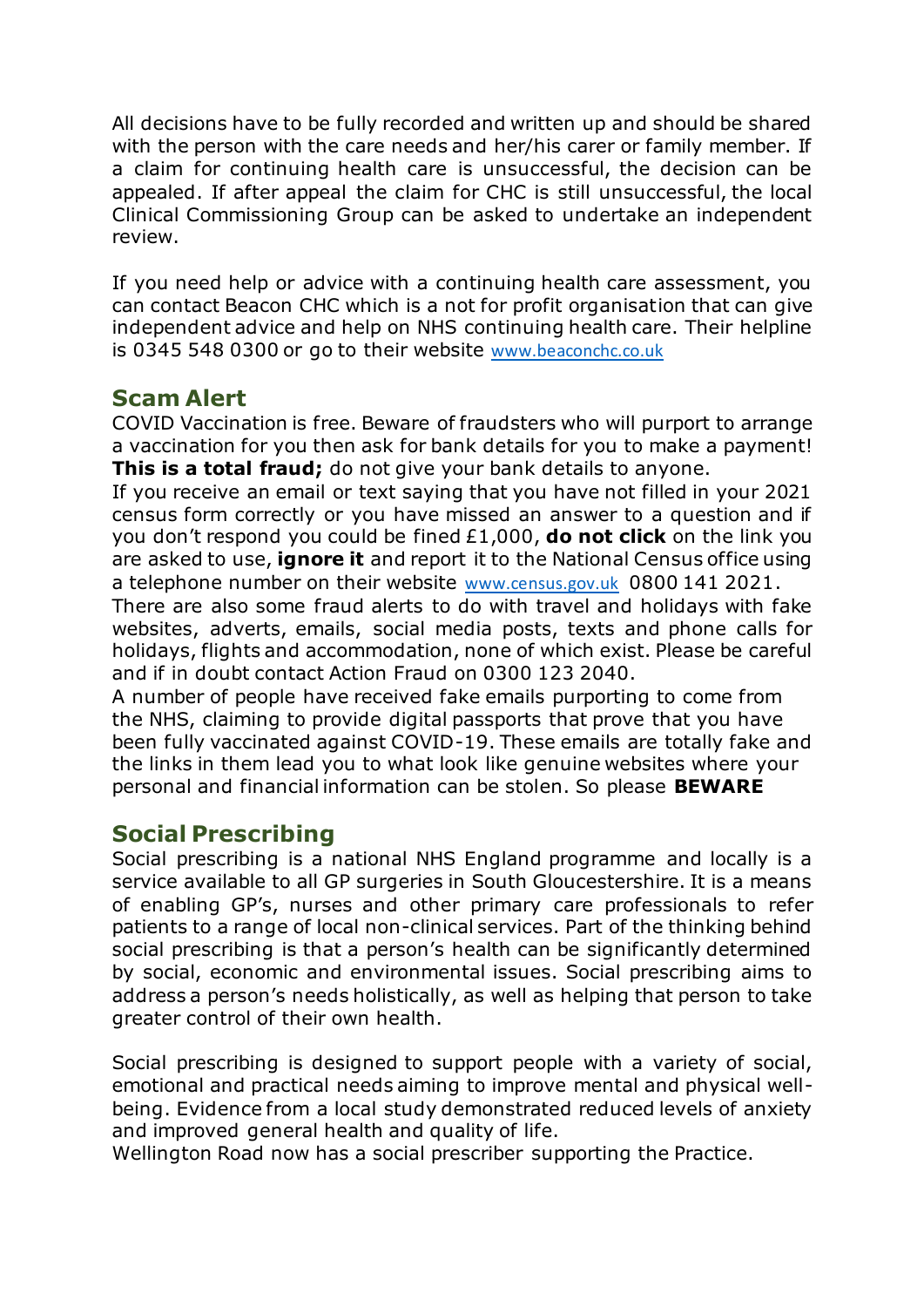All decisions have to be fully recorded and written up and should be shared with the person with the care needs and her/his carer or family member. If a claim for continuing health care is unsuccessful, the decision can be appealed. If after appeal the claim for CHC is still unsuccessful, the local Clinical Commissioning Group can be asked to undertake an independent review.

If you need help or advice with a continuing health care assessment, you can contact Beacon CHC which is a not for profit organisation that can give independent advice and help on NHS continuing health care. Their helpline is 0345 548 0300 or go to their website www.beaconchc.co.uk

## Scam Alert

COVID Vaccination is free. Beware of fraudsters who will purport to arrange a vaccination for you then ask for bank details for you to make a payment! **This is a total fraud;** do not give your bank details to anyone.

If you receive an email or text saying that you have not filled in your 2021 census form correctly or you have missed an answer to a question and if you don't respond you could be fined £1,000, **do not click** on the link you are asked to use, **ignore it** and report it to the National Census office using a telephone number on their website www.census.gov.uk 0800 141 2021.

There are also some fraud alerts to do with travel and holidays with fake websites, adverts, emails, social media posts, texts and phone calls for holidays, flights and accommodation, none of which exist. Please be careful and if in doubt contact Action Fraud on 0300 123 2040.

A number of people have received fake emails purporting to come from the NHS, claiming to provide digital passports that prove that you have been fully vaccinated against COVID-19. These emails are totally fake and the links in them lead you to what look like genuine websites where your personal and financial information can be stolen. So please **BEWARE**

## Social Prescribing

Social prescribing is a national NHS England programme and locally is a service available to all GP surgeries in South Gloucestershire. It is a means of enabling GP's, nurses and other primary care professionals to refer patients to a range of local non-clinical services. Part of the thinking behind social prescribing is that a person's health can be significantly determined by social, economic and environmental issues. Social prescribing aims to address a person's needs holistically, as well as helping that person to take greater control of their own health.

Social prescribing is designed to support people with a variety of social, emotional and practical needs aiming to improve mental and physical well-being. Evidence from a local study demonstrated reduced levels of anxiety and improved general health and quality of life.

Wellington Road now has a social prescriber supporting the Practice.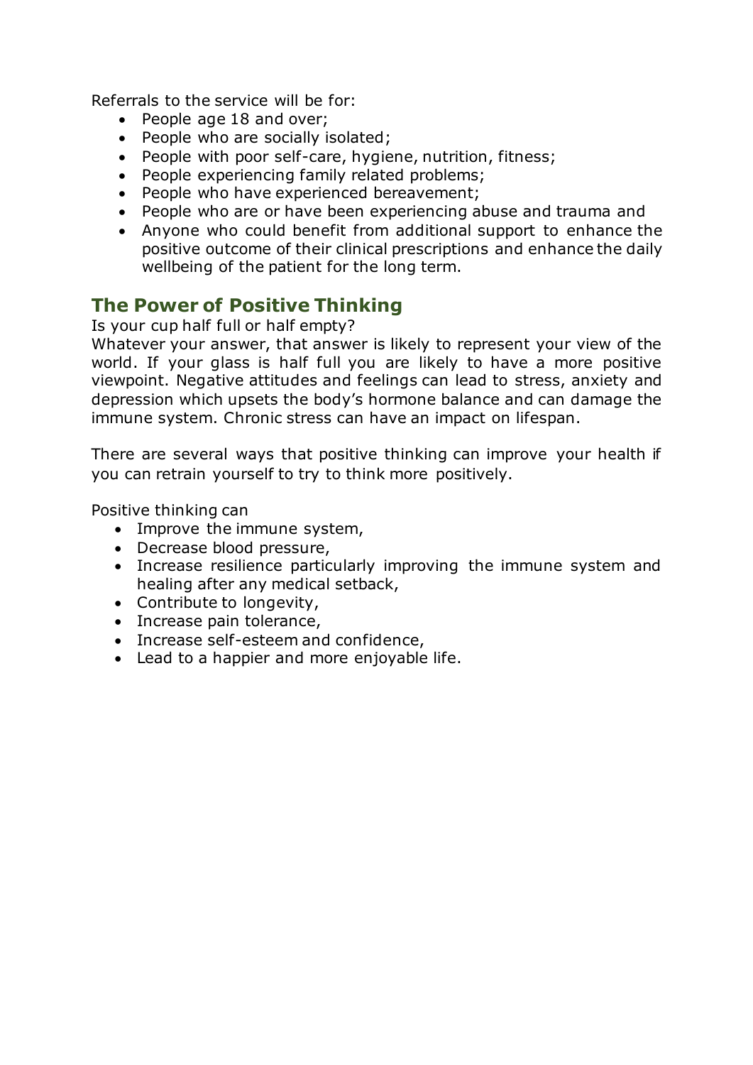Referrals to the service will be for:

- People age 18 and over;
- People who are socially isolated;
- People with poor self-care, hygiene, nutrition, fitness;
- People experiencing family related problems;
- People who have experienced bereavement;
- People who are or have been experiencing abuse and trauma and
- Anyone who could benefit from additional support to enhance the positive outcome of their clinical prescriptions and enhance the daily wellbeing of the patient for the long term.

## The Power of Positive Thinking

Is your cup half full or half empty?
Whatever your answer, that answer is likely to represent your view of the world. If your glass is half full you are likely to have a more positive viewpoint. Negative attitudes and feelings can lead to stress, anxiety and depression which upsets the body's hormone balance and can damage the immune system. Chronic stress can have an impact on lifespan.

There are several ways that positive thinking can improve your health if you can retrain yourself to try to think more positively.

Positive thinking can

- Improve the immune system,
- Decrease blood pressure,
- Increase resilience particularly improving the immune system and healing after any medical setback,
- Contribute to longevity,
- Increase pain tolerance,
- Increase self-esteem and confidence,
- Lead to a happier and more enjoyable life.